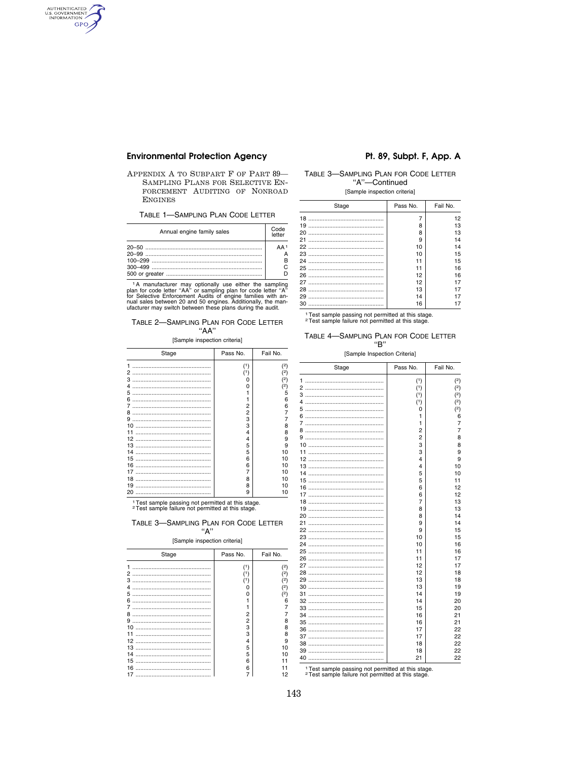# Appendix A to Subpart F of Part 89—Sampling Plans for Selective Enforcement Auditing of Nonroad Engines

TABLE 1—SAMPLING PLAN CODE LETTER

| Annual engine family sales | Code letter |
|---|---|
| 20–50 | AA[1] |
| 20–99 | A |
| 100–299 | B |
| 300–499 | C |
| 500 or greater | D |

[1] A manufacturer may optionally use either the sampling plan for code letter "AA" or sampling plan for code letter "A" for Selective Enforcement Audits of engine families with annual sales between 20 and 50 engines. Additionally, the manufacturer may switch between these plans during the audit.

TABLE 2—SAMPLING PLAN FOR CODE LETTER "AA"

[Sample inspection criteria]

| Stage | Pass No. | Fail No. |
|---|---|---|
| 1 | (1) | (2) |
| 2 | (1) | (2) |
| 3 | 0 | (2) |
| 4 | 0 | (2) |
| 5 | 1 | 5 |
| 6 | 1 | 6 |
| 7 | 2 | 6 |
| 8 | 2 | 7 |
| 9 | 3 | 7 |
| 10 | 3 | 8 |
| 11 | 4 | 8 |
| 12 | 4 | 9 |
| 13 | 5 | 9 |
| 14 | 5 | 10 |
| 15 | 6 | 10 |
| 16 | 6 | 10 |
| 17 | 7 | 10 |
| 18 | 8 | 10 |
| 19 | 8 | 10 |
| 20 | 9 | 10 |

[1] Test sample passing not permitted at this stage.
[2] Test sample failure not permitted at this stage.

TABLE 3—SAMPLING PLAN FOR CODE LETTER "A"

[Sample inspection criteria]

| Stage | Pass No. | Fail No. |
|---|---|---|
| 1 | (1) | (2) |
| 2 | (1) | (2) |
| 3 | (1) | (2) |
| 4 | 0 | (2) |
| 5 | 0 | (2) |
| 6 | 1 | 6 |
| 7 | 1 | 7 |
| 8 | 2 | 7 |
| 9 | 2 | 8 |
| 10 | 3 | 8 |
| 11 | 3 | 8 |
| 12 | 4 | 9 |
| 13 | 5 | 10 |
| 14 | 5 | 10 |
| 15 | 6 | 11 |
| 16 | 6 | 11 |
| 17 | 7 | 12 |
| 18 | 7 | 12 |
| 19 | 8 | 13 |
| 20 | 8 | 13 |
| 21 | 9 | 14 |
| 22 | 10 | 14 |
| 23 | 10 | 15 |
| 24 | 11 | 15 |
| 25 | 11 | 16 |
| 26 | 12 | 16 |
| 27 | 12 | 17 |
| 28 | 13 | 17 |
| 29 | 14 | 17 |
| 30 | 16 | 17 |

[1] Test sample passing not permitted at this stage.
[2] Test sample failure not permitted at this stage.

TABLE 4—SAMPLING PLAN FOR CODE LETTER "B"

[Sample Inspection Criteria]

| Stage | Pass No. | Fail No. |
|---|---|---|
| 1 | (1) | (2) |
| 2 | (1) | (2) |
| 3 | (1) | (2) |
| 4 | (1) | (2) |
| 5 | 0 | (2) |
| 6 | 1 | 6 |
| 7 | 1 | 7 |
| 8 | 2 | 7 |
| 9 | 2 | 8 |
| 10 | 3 | 8 |
| 11 | 3 | 9 |
| 12 | 4 | 9 |
| 13 | 4 | 10 |
| 14 | 5 | 10 |
| 15 | 5 | 11 |
| 16 | 6 | 12 |
| 17 | 6 | 12 |
| 18 | 7 | 13 |
| 19 | 8 | 13 |
| 20 | 8 | 14 |
| 21 | 9 | 14 |
| 22 | 9 | 15 |
| 23 | 10 | 15 |
| 24 | 10 | 16 |
| 25 | 11 | 16 |
| 26 | 11 | 17 |
| 27 | 12 | 17 |
| 28 | 12 | 18 |
| 29 | 13 | 18 |
| 30 | 13 | 19 |
| 31 | 14 | 19 |
| 32 | 14 | 20 |
| 33 | 15 | 20 |
| 34 | 16 | 21 |
| 35 | 16 | 21 |
| 36 | 17 | 22 |
| 37 | 17 | 22 |
| 38 | 18 | 22 |
| 39 | 18 | 22 |
| 40 | 21 | 22 |

[1] Test sample passing not permitted at this stage.
[2] Test sample failure not permitted at this stage.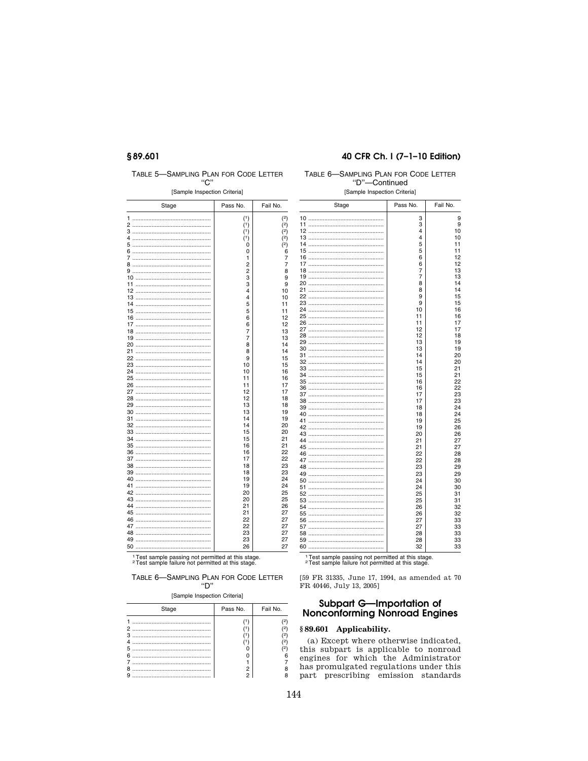TABLE 5—SAMPLING PLAN FOR CODE LETTER "C"

[Sample Inspection Criteria]

| Stage | Pass No. | Fail No. |
|---|---|---|
| 1 | (1) | (2) |
| 2 | (1) | (2) |
| 3 | (1) | (2) |
| 4 | (1) | (2) |
| 5 | 0 | (2) |
| 6 | 0 | 6 |
| 7 | 1 | 7 |
| 8 | 2 | 7 |
| 9 | 2 | 8 |
| 10 | 3 | 9 |
| 11 | 3 | 9 |
| 12 | 4 | 10 |
| 13 | 4 | 10 |
| 14 | 5 | 11 |
| 15 | 5 | 11 |
| 16 | 6 | 12 |
| 17 | 6 | 12 |
| 18 | 7 | 13 |
| 19 | 7 | 13 |
| 20 | 8 | 14 |
| 21 | 8 | 14 |
| 22 | 9 | 15 |
| 23 | 10 | 15 |
| 24 | 10 | 16 |
| 25 | 11 | 16 |
| 26 | 11 | 17 |
| 27 | 12 | 17 |
| 28 | 12 | 18 |
| 29 | 13 | 18 |
| 30 | 13 | 19 |
| 31 | 14 | 19 |
| 32 | 14 | 20 |
| 33 | 15 | 20 |
| 34 | 15 | 21 |
| 35 | 16 | 21 |
| 36 | 16 | 22 |
| 37 | 17 | 22 |
| 38 | 18 | 23 |
| 39 | 18 | 23 |
| 40 | 19 | 24 |
| 41 | 19 | 24 |
| 42 | 20 | 25 |
| 43 | 20 | 25 |
| 44 | 21 | 26 |
| 45 | 21 | 27 |
| 46 | 22 | 27 |
| 47 | 22 | 27 |
| 48 | 23 | 27 |
| 49 | 23 | 27 |
| 50 | 26 | 27 |

[1] Test sample passing not permitted at this stage.
[2] Test sample failure not permitted at this stage.

TABLE 6—SAMPLING PLAN FOR CODE LETTER "D"

[Sample Inspection Criteria]

| Stage | Pass No. | Fail No. |
|---|---|---|
| 1 | (1) | (2) |
| 2 | (1) | (2) |
| 3 | (1) | (2) |
| 4 | (1) | (2) |
| 5 | 0 | (2) |
| 6 | 0 | 6 |
| 7 | 1 | 7 |
| 8 | 2 | 8 |
| 9 | 2 | 8 |
| 10 | 3 | 9 |
| 11 | 3 | 9 |
| 12 | 4 | 10 |
| 13 | 4 | 10 |
| 14 | 5 | 11 |
| 15 | 5 | 11 |
| 16 | 6 | 12 |
| 17 | 6 | 12 |
| 18 | 7 | 13 |
| 19 | 7 | 13 |
| 20 | 8 | 14 |
| 21 | 8 | 14 |
| 22 | 9 | 15 |
| 23 | 9 | 15 |
| 24 | 10 | 16 |
| 25 | 11 | 16 |
| 26 | 11 | 17 |
| 27 | 12 | 17 |
| 28 | 12 | 18 |
| 29 | 13 | 19 |
| 30 | 13 | 19 |
| 31 | 14 | 20 |
| 32 | 14 | 20 |
| 33 | 15 | 21 |
| 34 | 15 | 21 |
| 35 | 16 | 22 |
| 36 | 16 | 22 |
| 37 | 17 | 23 |
| 38 | 17 | 23 |
| 39 | 18 | 24 |
| 40 | 18 | 24 |
| 41 | 19 | 25 |
| 42 | 19 | 26 |
| 43 | 20 | 26 |
| 44 | 21 | 27 |
| 45 | 21 | 27 |
| 46 | 22 | 28 |
| 47 | 22 | 28 |
| 48 | 23 | 29 |
| 49 | 23 | 29 |
| 50 | 24 | 30 |
| 51 | 24 | 30 |
| 52 | 25 | 31 |
| 53 | 25 | 31 |
| 54 | 26 | 32 |
| 55 | 26 | 32 |
| 56 | 27 | 33 |
| 57 | 27 | 33 |
| 58 | 28 | 33 |
| 59 | 28 | 33 |
| 60 | 32 | 33 |

[1] Test sample passing not permitted at this stage.
[2] Test sample failure not permitted at this stage.

[59 FR 31335, June 17, 1994, as amended at 70 FR 40446, July 13, 2005]

## Subpart G—Importation of Nonconforming Nonroad Engines

### § 89.601 Applicability.

(a) Except where otherwise indicated, this subpart is applicable to nonroad engines for which the Administrator has promulgated regulations under this part prescribing emission standards